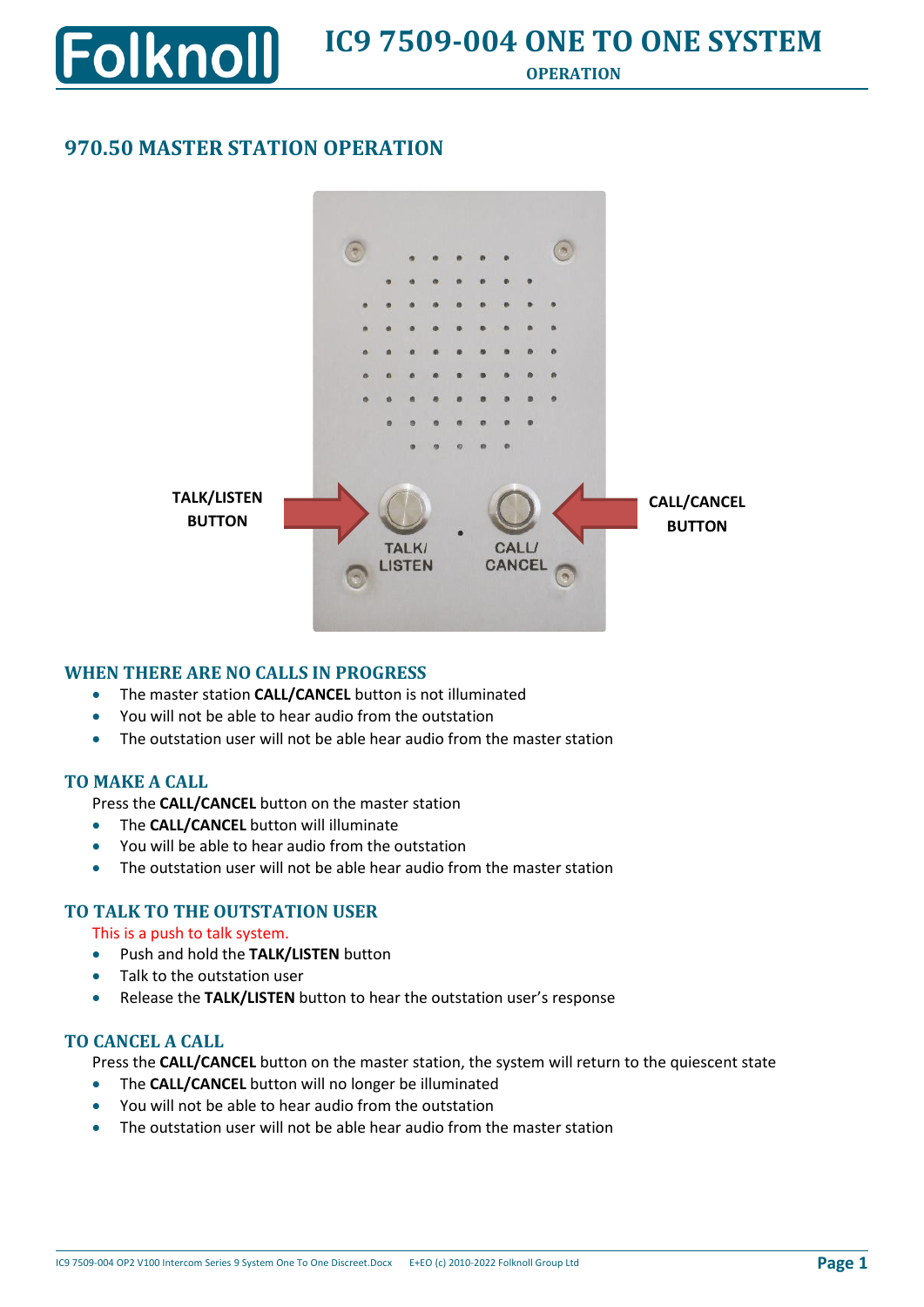# IC9 7509-004 ONE TO ONE SYSTEM

OPERATION

## 970.50 MASTER STATION OPERATION

TALK/LISTEN BUTTON

CALL/CANCEL BUTTON

### WHEN THERE ARE NO CALLS IN PROGRESS

- The master station **CALL/CANCEL** button is not illuminated
- You will not be able to hear audio from the outstation
- The outstation user will not be able hear audio from the master station

### TO MAKE A CALL

Press the **CALL/CANCEL** button on the master station

- The **CALL/CANCEL** button will illuminate
- You will be able to hear audio from the outstation
- The outstation user will not be able hear audio from the master station

### TO TALK TO THE OUTSTATION USER

This is a push to talk system.

- Push and hold the **TALK/LISTEN** button
- Talk to the outstation user
- Release the **TALK/LISTEN** button to hear the outstation user's response

### TO CANCEL A CALL

Press the **CALL/CANCEL** button on the master station, the system will return to the quiescent state

- The **CALL/CANCEL** button will no longer be illuminated
- You will not be able to hear audio from the outstation
- The outstation user will not be able hear audio from the master station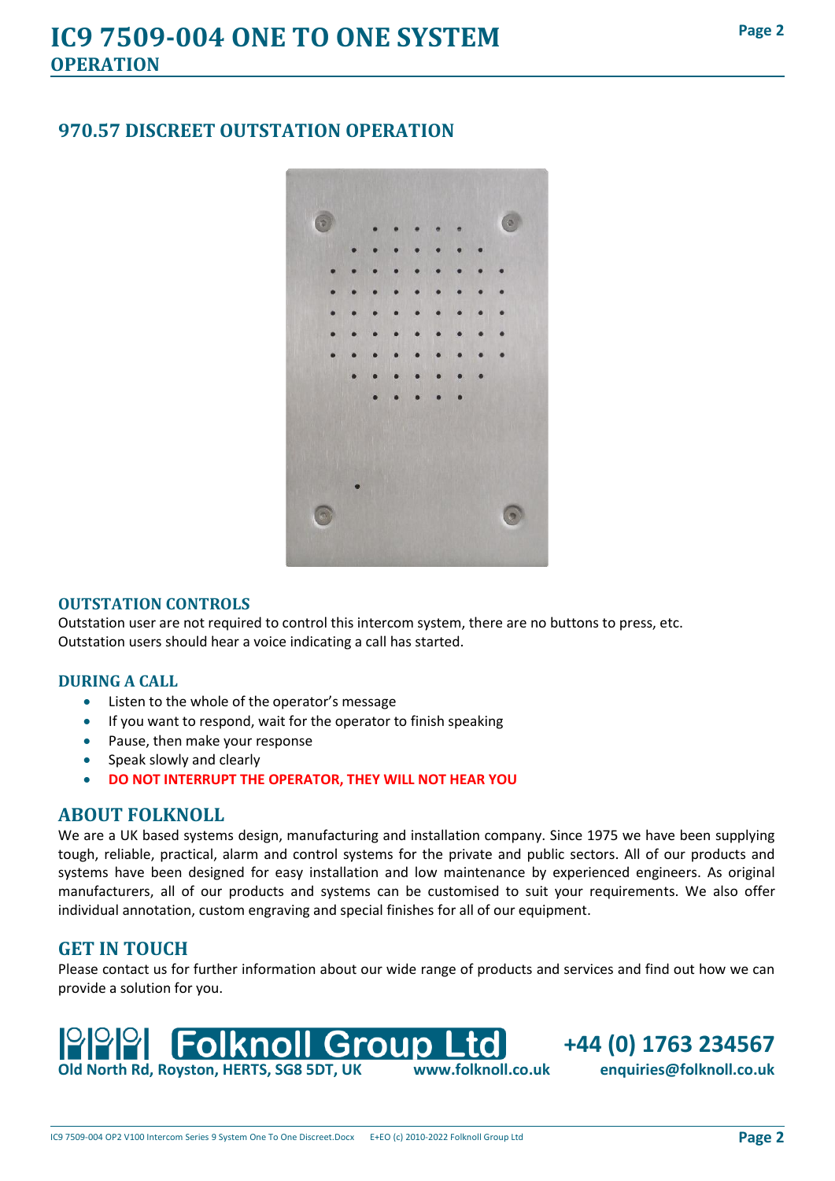# IC9 7509-004 ONE TO ONE SYSTEM
## OPERATION

## 970.57 DISCREET OUTSTATION OPERATION

### OUTSTATION CONTROLS

Outstation user are not required to control this intercom system, there are no buttons to press, etc.
Outstation users should hear a voice indicating a call has started.

### DURING A CALL

- Listen to the whole of the operator's message
- If you want to respond, wait for the operator to finish speaking
- Pause, then make your response
- Speak slowly and clearly
- **DO NOT INTERRUPT THE OPERATOR, THEY WILL NOT HEAR YOU**

## ABOUT FOLKNOLL

We are a UK based systems design, manufacturing and installation company. Since 1975 we have been supplying tough, reliable, practical, alarm and control systems for the private and public sectors. All of our products and systems have been designed for easy installation and low maintenance by experienced engineers. As original manufacturers, all of our products and systems can be customised to suit your requirements. We also offer individual annotation, custom engraving and special finishes for all of our equipment.

## GET IN TOUCH

Please contact us for further information about our wide range of products and services and find out how we can provide a solution for you.

**Folknoll Group Ltd** **+44 (0) 1763 234567**

**Old North Rd, Royston, HERTS, SG8 5DT, UK** **www.folknoll.co.uk** **enquiries@folknoll.co.uk**

IC9 7509-004 OP2 V100 Intercom Series 9 System One To One Discreet.Docx E+EO (c) 2010-2022 Folknoll Group Ltd